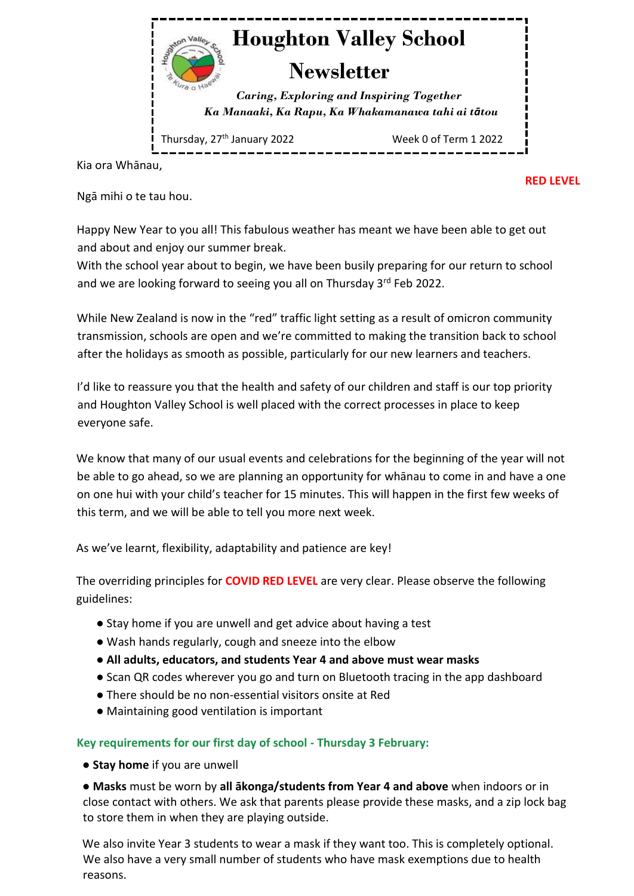# Houghton Valley School

## Newsletter

*Caring, Exploring and Inspiring Together*
*Ka Manaaki, Ka Rapu, Ka Whakamanawa tahi ai tātou*

Thursday, 27th January 2022 — Week 0 of Term 1 2022

Kia ora Whānau,

**RED LEVEL**

Ngā mihi o te tau hou.

Happy New Year to you all! This fabulous weather has meant we have been able to get out and about and enjoy our summer break.
With the school year about to begin, we have been busily preparing for our return to school and we are looking forward to seeing you all on Thursday 3rd Feb 2022.

While New Zealand is now in the "red" traffic light setting as a result of omicron community transmission, schools are open and we're committed to making the transition back to school after the holidays as smooth as possible, particularly for our new learners and teachers.

I'd like to reassure you that the health and safety of our children and staff is our top priority and Houghton Valley School is well placed with the correct processes in place to keep everyone safe.

We know that many of our usual events and celebrations for the beginning of the year will not be able to go ahead, so we are planning an opportunity for whānau to come in and have a one on one hui with your child's teacher for 15 minutes. This will happen in the first few weeks of this term, and we will be able to tell you more next week.

As we've learnt, flexibility, adaptability and patience are key!

The overriding principles for **COVID RED LEVEL** are very clear. Please observe the following guidelines:

- Stay home if you are unwell and get advice about having a test
- Wash hands regularly, cough and sneeze into the elbow
- **All adults, educators, and students Year 4 and above must wear masks**
- Scan QR codes wherever you go and turn on Bluetooth tracing in the app dashboard
- There should be no non-essential visitors onsite at Red
- Maintaining good ventilation is important

### Key requirements for our first day of school - Thursday 3 February:

- **Stay home** if you are unwell
- **Masks** must be worn by **all ākonga/students from Year 4 and above** when indoors or in close contact with others. We ask that parents please provide these masks, and a zip lock bag to store them in when they are playing outside.

We also invite Year 3 students to wear a mask if they want too. This is completely optional. We also have a very small number of students who have mask exemptions due to health reasons.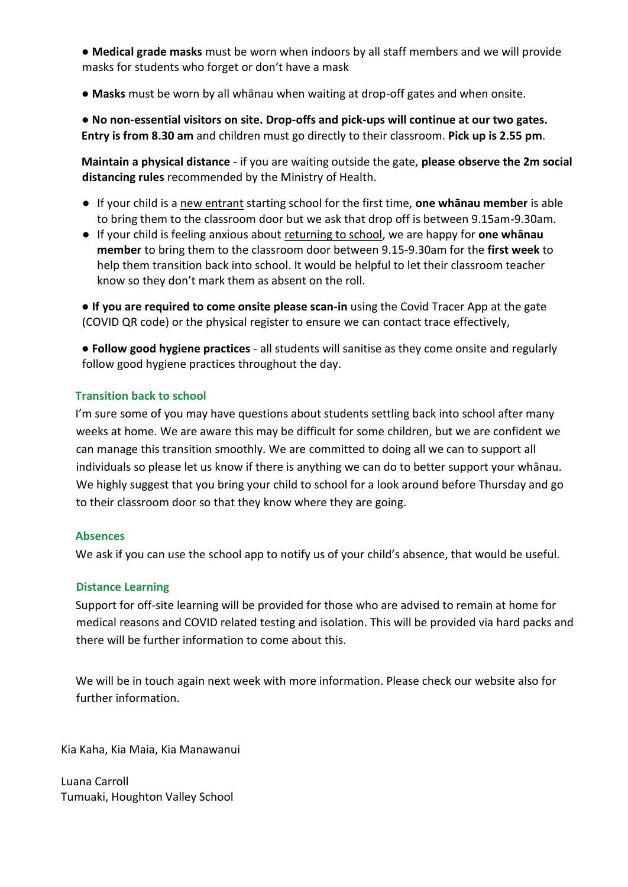- **Medical grade masks** must be worn when indoors by all staff members and we will provide masks for students who forget or don't have a mask

- **Masks** must be worn by all whānau when waiting at drop-off gates and when onsite.

- **No non-essential visitors on site. Drop-offs and pick-ups will continue at our two gates. Entry is from 8.30 am** and children must go directly to their classroom. **Pick up is 2.55 pm**.

**Maintain a physical distance** - if you are waiting outside the gate, **please observe the 2m social distancing rules** recommended by the Ministry of Health.

- If your child is a new entrant starting school for the first time, **one whānau member** is able to bring them to the classroom door but we ask that drop off is between 9.15am-9.30am.
- If your child is feeling anxious about returning to school, we are happy for **one whānau member** to bring them to the classroom door between 9.15-9.30am for the **first week** to help them transition back into school. It would be helpful to let their classroom teacher know so they don't mark them as absent on the roll.

- **If you are required to come onsite please scan-in** using the Covid Tracer App at the gate (COVID QR code) or the physical register to ensure we can contact trace effectively,

- **Follow good hygiene practices** - all students will sanitise as they come onsite and regularly follow good hygiene practices throughout the day.

## Transition back to school

I'm sure some of you may have questions about students settling back into school after many weeks at home. We are aware this may be difficult for some children, but we are confident we can manage this transition smoothly. We are committed to doing all we can to support all individuals so please let us know if there is anything we can do to better support your whānau. We highly suggest that you bring your child to school for a look around before Thursday and go to their classroom door so that they know where they are going.

## Absences

We ask if you can use the school app to notify us of your child's absence, that would be useful.

## Distance Learning

Support for off-site learning will be provided for those who are advised to remain at home for medical reasons and COVID related testing and isolation. This will be provided via hard packs and there will be further information to come about this.

We will be in touch again next week with more information. Please check our website also for further information.

Kia Kaha, Kia Maia, Kia Manawanui

Luana Carroll
Tumuaki, Houghton Valley School